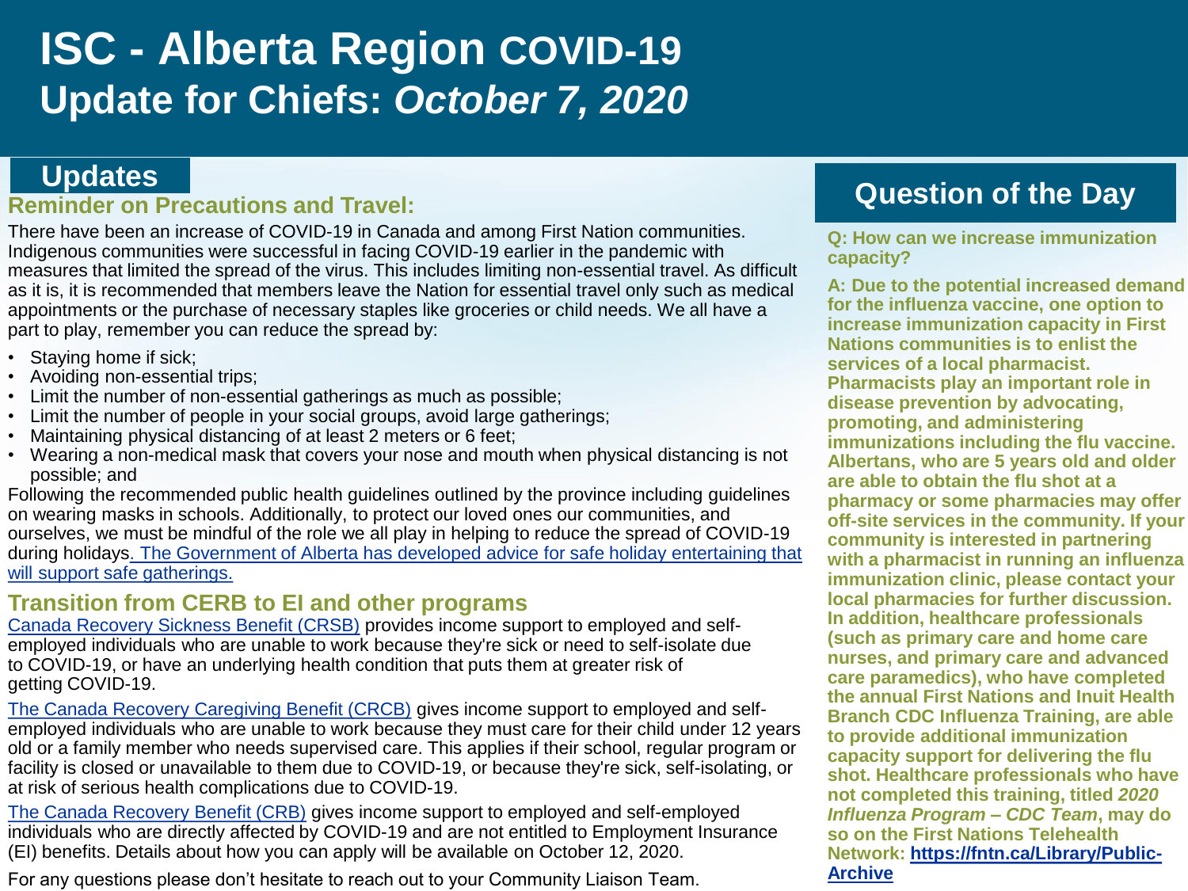# ISC - Alberta Region COVID-19 Update for Chiefs: *October 7, 2020*

## Updates

### Reminder on Precautions and Travel:

There have been an increase of COVID-19 in Canada and among First Nation communities. Indigenous communities were successful in facing COVID-19 earlier in the pandemic with measures that limited the spread of the virus. This includes limiting non-essential travel. As difficult as it is, it is recommended that members leave the Nation for essential travel only such as medical appointments or the purchase of necessary staples like groceries or child needs. We all have a part to play, remember you can reduce the spread by:

- Staying home if sick;
- Avoiding non-essential trips;
- Limit the number of non-essential gatherings as much as possible;
- Limit the number of people in your social groups, avoid large gatherings;
- Maintaining physical distancing of at least 2 meters or 6 feet;
- Wearing a non-medical mask that covers your nose and mouth when physical distancing is not possible; and

Following the recommended public health guidelines outlined by the province including guidelines on wearing masks in schools. Additionally, to protect our loved ones our communities, and ourselves, we must be mindful of the role we all play in helping to reduce the spread of COVID-19 during holidays. The Government of Alberta has developed advice for safe holiday entertaining that will support safe gatherings.

### Transition from CERB to EI and other programs

Canada Recovery Sickness Benefit (CRSB) provides income support to employed and self-employed individuals who are unable to work because they're sick or need to self-isolate due to COVID-19, or have an underlying health condition that puts them at greater risk of getting COVID-19.

The Canada Recovery Caregiving Benefit (CRCB) gives income support to employed and self-employed individuals who are unable to work because they must care for their child under 12 years old or a family member who needs supervised care. This applies if their school, regular program or facility is closed or unavailable to them due to COVID-19, or because they're sick, self-isolating, or at risk of serious health complications due to COVID-19.

The Canada Recovery Benefit (CRB) gives income support to employed and self-employed individuals who are directly affected by COVID-19 and are not entitled to Employment Insurance (EI) benefits. Details about how you can apply will be available on October 12, 2020.

For any questions please don't hesitate to reach out to your Community Liaison Team.

## Question of the Day

**Q: How can we increase immunization capacity?**

**A: Due to the potential increased demand for the influenza vaccine, one option to increase immunization capacity in First Nations communities is to enlist the services of a local pharmacist. Pharmacists play an important role in disease prevention by advocating, promoting, and administering immunizations including the flu vaccine. Albertans, who are 5 years old and older are able to obtain the flu shot at a pharmacy or some pharmacies may offer off-site services in the community. If your community is interested in partnering with a pharmacist in running an influenza immunization clinic, please contact your local pharmacies for further discussion. In addition, healthcare professionals (such as primary care and home care nurses, and primary care and advanced care paramedics), who have completed the annual First Nations and Inuit Health Branch CDC Influenza Training, are able to provide additional immunization capacity support for delivering the flu shot. Healthcare professionals who have not completed this training, titled *2020 Influenza Program – CDC Team*, may do so on the First Nations Telehealth Network: https://fntn.ca/Library/Public-Archive**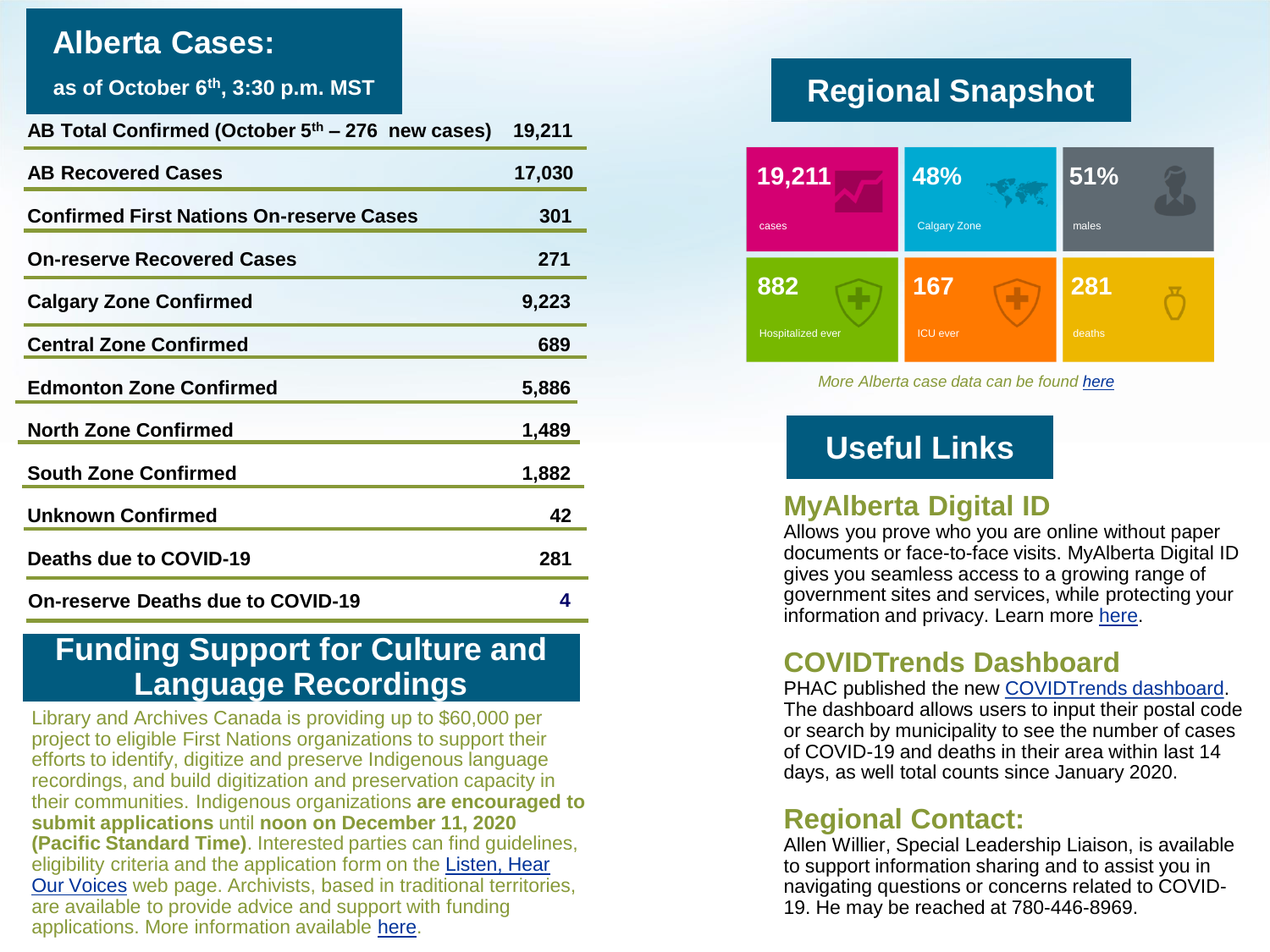## Alberta Cases:

**as of October 6th, 3:30 p.m. MST**

| | |
|---|---|
| **AB Total Confirmed (October 5th – 276 new cases)** | **19,211** |
| **AB Recovered Cases** | **17,030** |
| **Confirmed First Nations On-reserve Cases** | **301** |
| **On-reserve Recovered Cases** | **271** |
| **Calgary Zone Confirmed** | **9,223** |
| **Central Zone Confirmed** | **689** |
| **Edmonton Zone Confirmed** | **5,886** |
| **North Zone Confirmed** | **1,489** |
| **South Zone Confirmed** | **1,882** |
| **Unknown Confirmed** | **42** |
| **Deaths due to COVID-19** | **281** |
| **On-reserve Deaths due to COVID-19** | **4** |

## Funding Support for Culture and Language Recordings

Library and Archives Canada is providing up to $60,000 per project to eligible First Nations organizations to support their efforts to identify, digitize and preserve Indigenous language recordings, and build digitization and preservation capacity in their communities. Indigenous organizations **are encouraged to submit applications** until **noon on December 11, 2020 (Pacific Standard Time)**. Interested parties can find guidelines, eligibility criteria and the application form on the Listen, Hear Our Voices web page. Archivists, based in traditional territories, are available to provide advice and support with funding applications. More information available here.

## Regional Snapshot

19,211
cases

48%
Calgary Zone

51%
males

882
Hospitalized ever

167
ICU ever

281
deaths

*More Alberta case data can be found here*

## Useful Links

### MyAlberta Digital ID

Allows you prove who you are online without paper documents or face-to-face visits. MyAlberta Digital ID gives you seamless access to a growing range of government sites and services, while protecting your information and privacy. Learn more here.

### COVIDTrends Dashboard

PHAC published the new COVIDTrends dashboard. The dashboard allows users to input their postal code or search by municipality to see the number of cases of COVID-19 and deaths in their area within last 14 days, as well total counts since January 2020.

### Regional Contact:

Allen Willier, Special Leadership Liaison, is available to support information sharing and to assist you in navigating questions or concerns related to COVID-19. He may be reached at 780-446-8969.